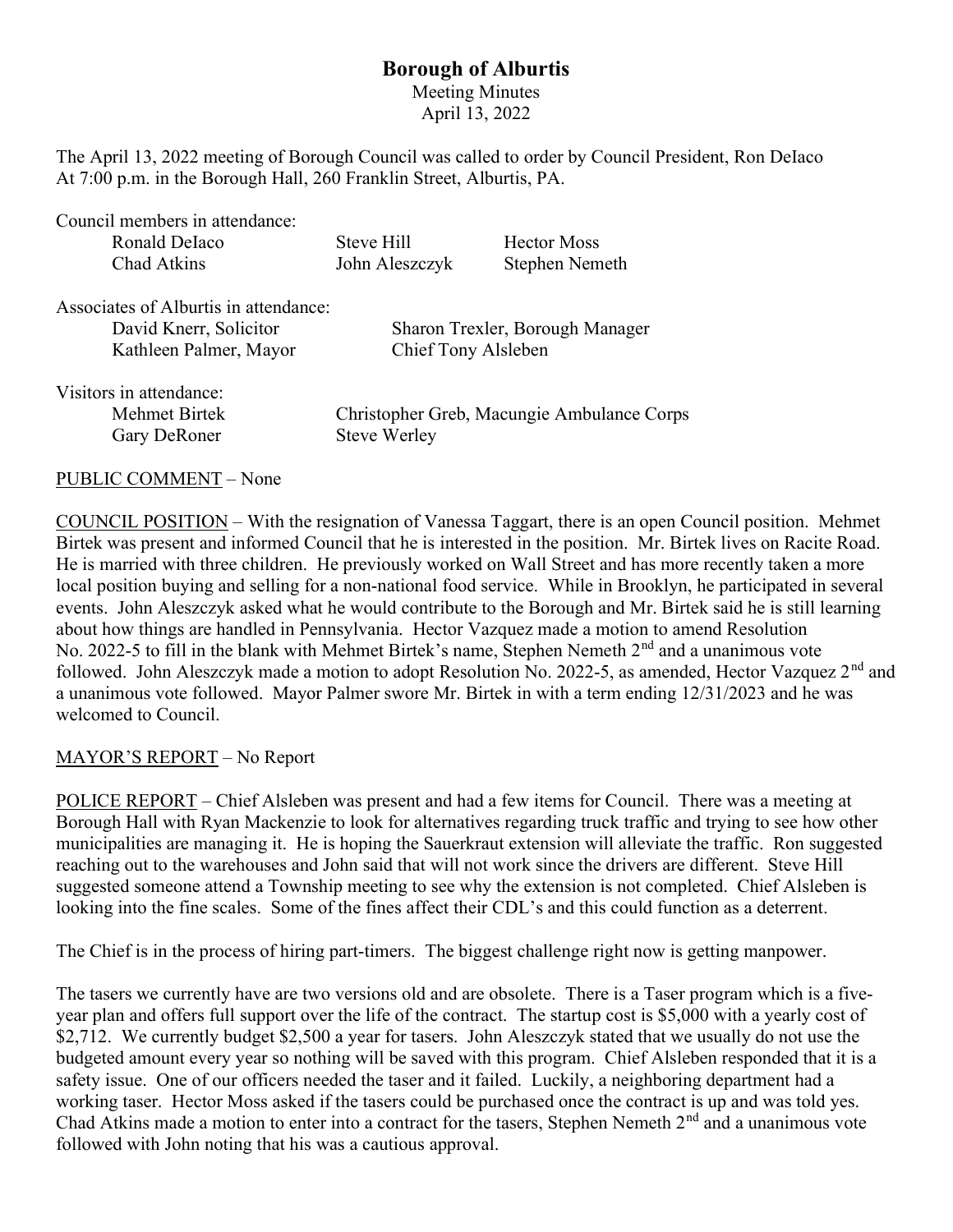# Borough of Alburtis

Meeting Minutes
April 13, 2022

The April 13, 2022 meeting of Borough Council was called to order by Council President, Ron DeIaco At 7:00 p.m. in the Borough Hall, 260 Franklin Street, Alburtis, PA.

Council members in attendance:

| | | |
|---|---|---|
| Ronald DeIaco | Steve Hill | Hector Moss |
| Chad Atkins | John Aleszczyk | Stephen Nemeth |

Associates of Alburtis in attendance:

| | |
|---|---|
| David Knerr, Solicitor | Sharon Trexler, Borough Manager |
| Kathleen Palmer, Mayor | Chief Tony Alsleben |

Visitors in attendance:

| | |
|---|---|
| Mehmet Birtek | Christopher Greb, Macungie Ambulance Corps |
| Gary DeRoner | Steve Werley |

PUBLIC COMMENT – None

COUNCIL POSITION – With the resignation of Vanessa Taggart, there is an open Council position. Mehmet Birtek was present and informed Council that he is interested in the position. Mr. Birtek lives on Racite Road. He is married with three children. He previously worked on Wall Street and has more recently taken a more local position buying and selling for a non-national food service. While in Brooklyn, he participated in several events. John Aleszczyk asked what he would contribute to the Borough and Mr. Birtek said he is still learning about how things are handled in Pennsylvania. Hector Vazquez made a motion to amend Resolution No. 2022-5 to fill in the blank with Mehmet Birtek's name, Stephen Nemeth 2nd and a unanimous vote followed. John Aleszczyk made a motion to adopt Resolution No. 2022-5, as amended, Hector Vazquez 2nd and a unanimous vote followed. Mayor Palmer swore Mr. Birtek in with a term ending 12/31/2023 and he was welcomed to Council.

MAYOR'S REPORT – No Report

POLICE REPORT – Chief Alsleben was present and had a few items for Council. There was a meeting at Borough Hall with Ryan Mackenzie to look for alternatives regarding truck traffic and trying to see how other municipalities are managing it. He is hoping the Sauerkraut extension will alleviate the traffic. Ron suggested reaching out to the warehouses and John said that will not work since the drivers are different. Steve Hill suggested someone attend a Township meeting to see why the extension is not completed. Chief Alsleben is looking into the fine scales. Some of the fines affect their CDL's and this could function as a deterrent.

The Chief is in the process of hiring part-timers. The biggest challenge right now is getting manpower.

The tasers we currently have are two versions old and are obsolete. There is a Taser program which is a five-year plan and offers full support over the life of the contract. The startup cost is $5,000 with a yearly cost of $2,712. We currently budget $2,500 a year for tasers. John Aleszczyk stated that we usually do not use the budgeted amount every year so nothing will be saved with this program. Chief Alsleben responded that it is a safety issue. One of our officers needed the taser and it failed. Luckily, a neighboring department had a working taser. Hector Moss asked if the tasers could be purchased once the contract is up and was told yes. Chad Atkins made a motion to enter into a contract for the tasers, Stephen Nemeth 2nd and a unanimous vote followed with John noting that his was a cautious approval.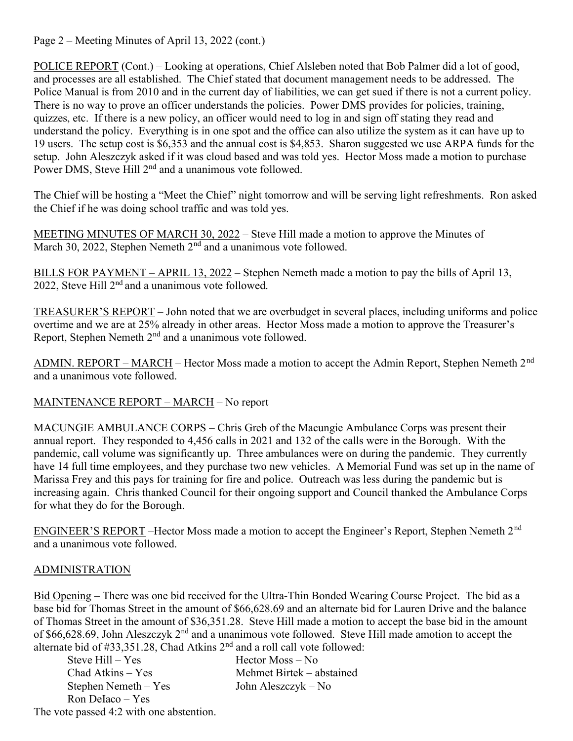Page 2 – Meeting Minutes of April 13, 2022 (cont.)

<u>POLICE REPORT</u> (Cont.) – Looking at operations, Chief Alsleben noted that Bob Palmer did a lot of good, and processes are all established. The Chief stated that document management needs to be addressed. The Police Manual is from 2010 and in the current day of liabilities, we can get sued if there is not a current policy. There is no way to prove an officer understands the policies. Power DMS provides for policies, training, quizzes, etc. If there is a new policy, an officer would need to log in and sign off stating they read and understand the policy. Everything is in one spot and the office can also utilize the system as it can have up to 19 users. The setup cost is $6,353 and the annual cost is $4,853. Sharon suggested we use ARPA funds for the setup. John Aleszczyk asked if it was cloud based and was told yes. Hector Moss made a motion to purchase Power DMS, Steve Hill 2nd and a unanimous vote followed.

The Chief will be hosting a "Meet the Chief" night tomorrow and will be serving light refreshments. Ron asked the Chief if he was doing school traffic and was told yes.

<u>MEETING MINUTES OF MARCH 30, 2022</u> – Steve Hill made a motion to approve the Minutes of March 30, 2022, Stephen Nemeth 2nd and a unanimous vote followed.

<u>BILLS FOR PAYMENT – APRIL 13, 2022</u> – Stephen Nemeth made a motion to pay the bills of April 13, 2022, Steve Hill 2nd and a unanimous vote followed.

<u>TREASURER'S REPORT</u> – John noted that we are overbudget in several places, including uniforms and police overtime and we are at 25% already in other areas. Hector Moss made a motion to approve the Treasurer's Report, Stephen Nemeth 2nd and a unanimous vote followed.

<u>ADMIN. REPORT – MARCH</u> – Hector Moss made a motion to accept the Admin Report, Stephen Nemeth 2nd and a unanimous vote followed.

<u>MAINTENANCE REPORT – MARCH</u> – No report

<u>MACUNGIE AMBULANCE CORPS</u> – Chris Greb of the Macungie Ambulance Corps was present their annual report. They responded to 4,456 calls in 2021 and 132 of the calls were in the Borough. With the pandemic, call volume was significantly up. Three ambulances were on during the pandemic. They currently have 14 full time employees, and they purchase two new vehicles. A Memorial Fund was set up in the name of Marissa Frey and this pays for training for fire and police. Outreach was less during the pandemic but is increasing again. Chris thanked Council for their ongoing support and Council thanked the Ambulance Corps for what they do for the Borough.

<u>ENGINEER'S REPORT</u> –Hector Moss made a motion to accept the Engineer's Report, Stephen Nemeth 2nd and a unanimous vote followed.

<u>ADMINISTRATION</u>

<u>Bid Opening</u> – There was one bid received for the Ultra-Thin Bonded Wearing Course Project. The bid as a base bid for Thomas Street in the amount of $66,628.69 and an alternate bid for Lauren Drive and the balance of Thomas Street in the amount of $36,351.28. Steve Hill made a motion to accept the base bid in the amount of $66,628.69, John Aleszczyk 2nd and a unanimous vote followed. Steve Hill made amotion to accept the alternate bid of #33,351.28, Chad Atkins 2nd and a roll call vote followed:

- Steve Hill – Yes
- Chad Atkins – Yes
- Stephen Nemeth – Yes
- Ron DeIaco – Yes
- Hector Moss – No
- Mehmet Birtek – abstained
- John Aleszczyk – No

The vote passed 4:2 with one abstention.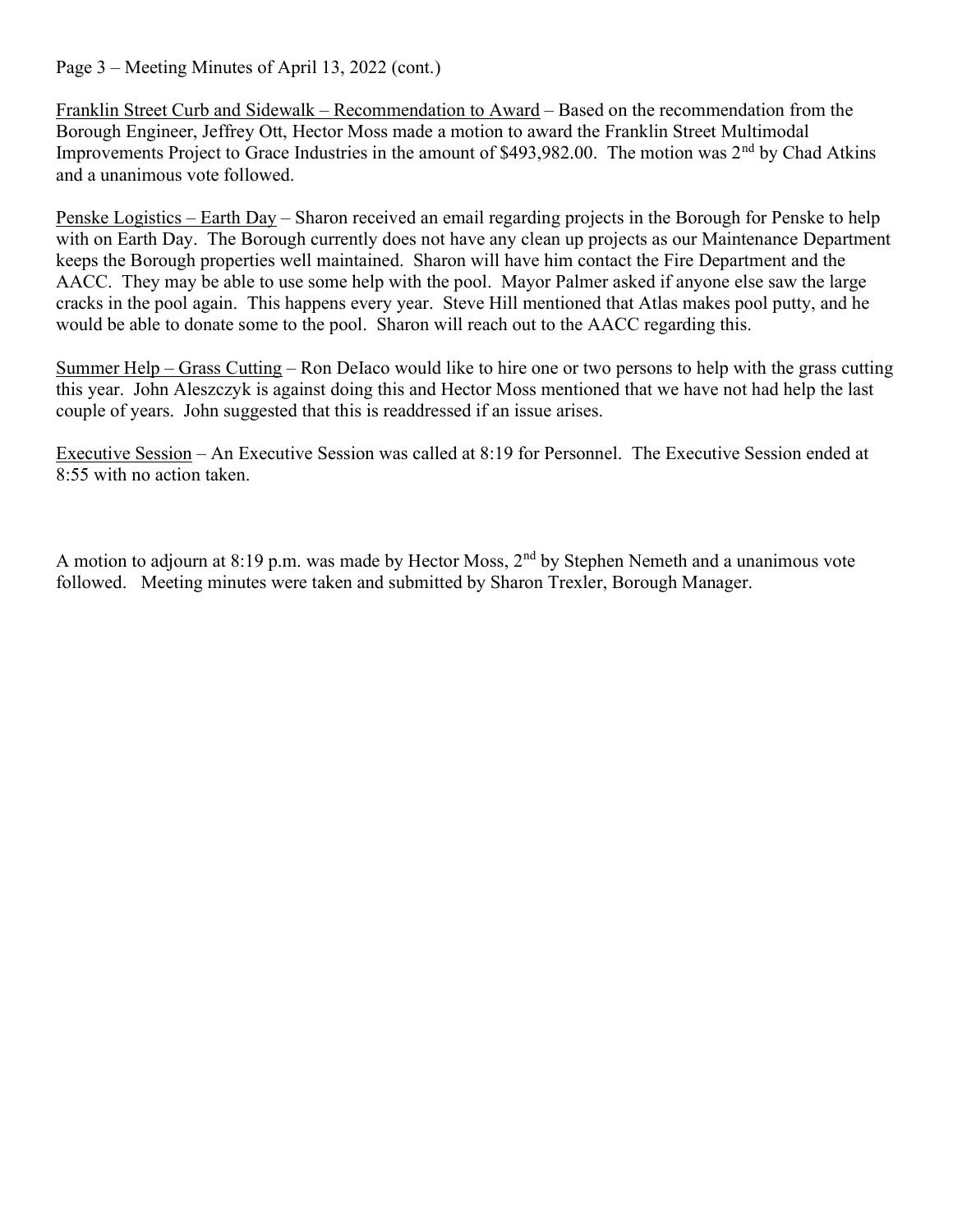Page 3 – Meeting Minutes of April 13, 2022 (cont.)

Franklin Street Curb and Sidewalk – Recommendation to Award – Based on the recommendation from the Borough Engineer, Jeffrey Ott, Hector Moss made a motion to award the Franklin Street Multimodal Improvements Project to Grace Industries in the amount of $493,982.00. The motion was 2nd by Chad Atkins and a unanimous vote followed.

Penske Logistics – Earth Day – Sharon received an email regarding projects in the Borough for Penske to help with on Earth Day. The Borough currently does not have any clean up projects as our Maintenance Department keeps the Borough properties well maintained. Sharon will have him contact the Fire Department and the AACC. They may be able to use some help with the pool. Mayor Palmer asked if anyone else saw the large cracks in the pool again. This happens every year. Steve Hill mentioned that Atlas makes pool putty, and he would be able to donate some to the pool. Sharon will reach out to the AACC regarding this.

Summer Help – Grass Cutting – Ron DeIaco would like to hire one or two persons to help with the grass cutting this year. John Aleszczyk is against doing this and Hector Moss mentioned that we have not had help the last couple of years. John suggested that this is readdressed if an issue arises.

Executive Session – An Executive Session was called at 8:19 for Personnel. The Executive Session ended at 8:55 with no action taken.

A motion to adjourn at 8:19 p.m. was made by Hector Moss, 2nd by Stephen Nemeth and a unanimous vote followed. Meeting minutes were taken and submitted by Sharon Trexler, Borough Manager.